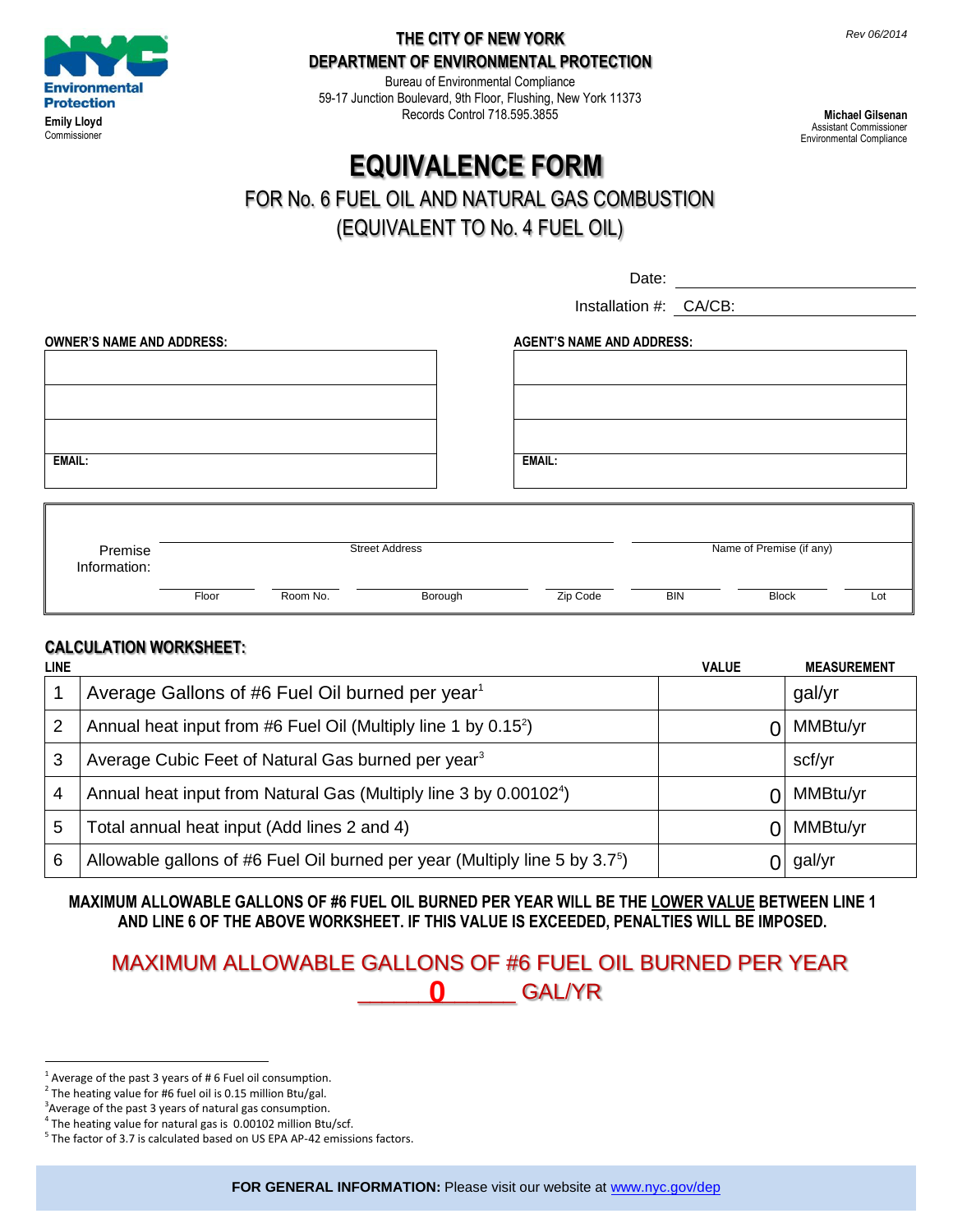Rev 06/2014

NYC Environmental Protection
Emily Lloyd
Commissioner

**THE CITY OF NEW YORK**
**DEPARTMENT OF ENVIRONMENTAL PROTECTION**
Bureau of Environmental Compliance
59-17 Junction Boulevard, 9th Floor, Flushing, New York 11373
Records Control 718.595.3855

**Michael Gilsenan**
Assistant Commissioner
Environmental Compliance

# EQUIVALENCE FORM

## FOR No. 6 FUEL OIL AND NATURAL GAS COMBUSTION (EQUIVALENT TO No. 4 FUEL OIL)

Date: ____________________

Installation #: CA/CB: ____________________

| OWNER'S NAME AND ADDRESS: | AGENT'S NAME AND ADDRESS: |
|---|---|
| | |
| | |
| | |
| EMAIL: | EMAIL: |

Premise Information:

| Street Address | | | | Name of Premise (if any) | | |
|---|---|---|---|---|---|---|
| Floor | Room No. | Borough | Zip Code | BIN | Block | Lot |
| | | | | | | |

### CALCULATION WORKSHEET:

| LINE | | VALUE | MEASUREMENT |
|---|---|---|---|
| 1 | Average Gallons of #6 Fuel Oil burned per year[1] | | gal/yr |
| 2 | Annual heat input from #6 Fuel Oil (Multiply line 1 by 0.15[2]) | 0 | MMBtu/yr |
| 3 | Average Cubic Feet of Natural Gas burned per year[3] | | scf/yr |
| 4 | Annual heat input from Natural Gas (Multiply line 3 by 0.00102[4]) | 0 | MMBtu/yr |
| 5 | Total annual heat input (Add lines 2 and 4) | 0 | MMBtu/yr |
| 6 | Allowable gallons of #6 Fuel Oil burned per year (Multiply line 5 by 3.7[5]) | 0 | gal/yr |

**MAXIMUM ALLOWABLE GALLONS OF #6 FUEL OIL BURNED PER YEAR WILL BE THE LOWER VALUE BETWEEN LINE 1 AND LINE 6 OF THE ABOVE WORKSHEET. IF THIS VALUE IS EXCEEDED, PENALTIES WILL BE IMPOSED.**

MAXIMUM ALLOWABLE GALLONS OF #6 FUEL OIL BURNED PER YEAR

**0** GAL/YR

---

[1] Average of the past 3 years of # 6 Fuel oil consumption.
[2] The heating value for #6 fuel oil is 0.15 million Btu/gal.
[3] Average of the past 3 years of natural gas consumption.
[4] The heating value for natural gas is 0.00102 million Btu/scf.
[5] The factor of 3.7 is calculated based on US EPA AP-42 emissions factors.

**FOR GENERAL INFORMATION:** Please visit our website at www.nyc.gov/dep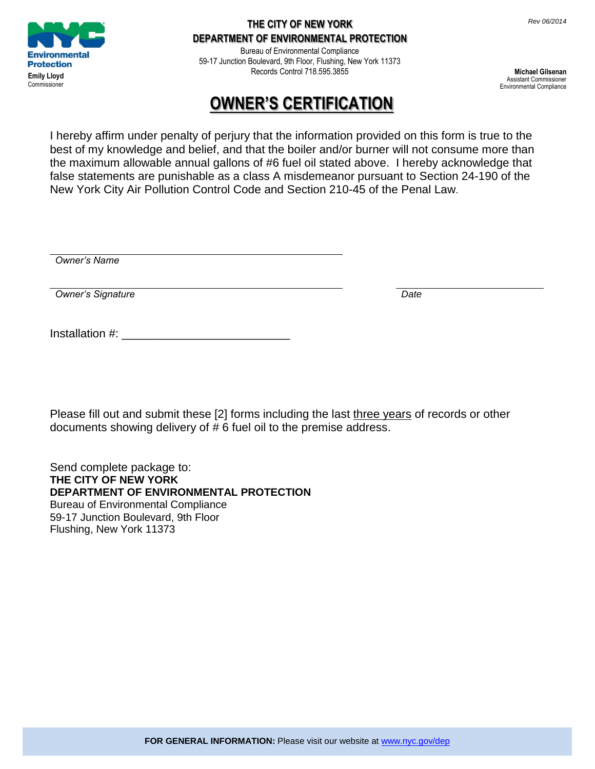THE CITY OF NEW YORK
**DEPARTMENT OF ENVIRONMENTAL PROTECTION**
Bureau of Environmental Compliance
59-17 Junction Boulevard, 9th Floor, Flushing, New York 11373
Records Control 718.595.3855

Environmental Protection
**Emily Lloyd**
Commissioner

*Rev 06/2014*

**Michael Gilsenan**
Assistant Commissioner
Environmental Compliance

# OWNER'S CERTIFICATION

I hereby affirm under penalty of perjury that the information provided on this form is true to the best of my knowledge and belief, and that the boiler and/or burner will not consume more than the maximum allowable annual gallons of #6 fuel oil stated above. I hereby acknowledge that false statements are punishable as a class A misdemeanor pursuant to Section 24-190 of the New York City Air Pollution Control Code and Section 210-45 of the Penal Law.

______________________________________
*Owner's Name*

______________________________________ ____________________
*Owner's Signature* *Date*

Installation #: ___________________________

Please fill out and submit these [2] forms including the last <u>three years</u> of records or other documents showing delivery of # 6 fuel oil to the premise address.

Send complete package to:
**THE CITY OF NEW YORK**
**DEPARTMENT OF ENVIRONMENTAL PROTECTION**
Bureau of Environmental Compliance
59-17 Junction Boulevard, 9th Floor
Flushing, New York 11373

**FOR GENERAL INFORMATION:** Please visit our website at www.nyc.gov/dep